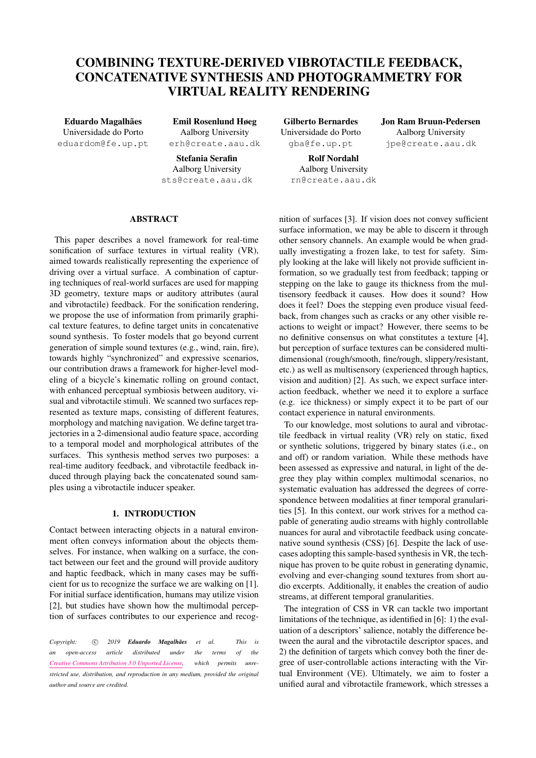# COMBINING TEXTURE-DERIVED VIBROTACTILE FEEDBACK, CONCATENATIVE SYNTHESIS AND PHOTOGRAMMETRY FOR VIRTUAL REALITY RENDERING

**Eduardo Magalhães**
Universidade do Porto
eduardom@fe.up.pt

**Emil Rosenlund Høeg**
Aalborg University
erh@create.aau.dk

**Gilberto Bernardes**
Universidade do Porto
gba@fe.up.pt

**Jon Ram Bruun-Pedersen**
Aalborg University
jpe@create.aau.dk

**Stefania Serafin**
Aalborg University
sts@create.aau.dk

**Rolf Nordahl**
Aalborg University
rn@create.aau.dk

## ABSTRACT

This paper describes a novel framework for real-time sonification of surface textures in virtual reality (VR), aimed towards realistically representing the experience of driving over a virtual surface. A combination of capturing techniques of real-world surfaces are used for mapping 3D geometry, texture maps or auditory attributes (aural and vibrotactile) feedback. For the sonification rendering, we propose the use of information from primarily graphical texture features, to define target units in concatenative sound synthesis. To foster models that go beyond current generation of simple sound textures (e.g., wind, rain, fire), towards highly "synchronized" and expressive scenarios, our contribution draws a framework for higher-level modeling of a bicycle's kinematic rolling on ground contact, with enhanced perceptual symbiosis between auditory, visual and vibrotactile stimuli. We scanned two surfaces represented as texture maps, consisting of different features, morphology and matching navigation. We define target trajectories in a 2-dimensional audio feature space, according to a temporal model and morphological attributes of the surfaces. This synthesis method serves two purposes: a real-time auditory feedback, and vibrotactile feedback induced through playing back the concatenated sound samples using a vibrotactile inducer speaker.

## 1. INTRODUCTION

Contact between interacting objects in a natural environment often conveys information about the objects themselves. For instance, when walking on a surface, the contact between our feet and the ground will provide auditory and haptic feedback, which in many cases may be sufficient for us to recognize the surface we are walking on [1]. For initial surface identification, humans may utilize vision [2], but studies have shown how the multimodal perception of surfaces contributes to our experience and recognition of surfaces [3]. If vision does not convey sufficient surface information, we may be able to discern it through other sensory channels. An example would be when gradually investigating a frozen lake, to test for safety. Simply looking at the lake will likely not provide sufficient information, so we gradually test from feedback; tapping or stepping on the lake to gauge its thickness from the multisensory feedback it causes. How does it sound? How does it feel? Does the stepping even produce visual feedback, from changes such as cracks or any other visible reactions to weight or impact? However, there seems to be no definitive consensus on what constitutes a texture [4], but perception of surface textures can be considered multidimensional (rough/smooth, fine/rough, slippery/resistant, etc.) as well as multisensory (experienced through haptics, vision and audition) [2]. As such, we expect surface interaction feedback, whether we need it to explore a surface (e.g. ice thickness) or simply expect it to be part of our contact experience in natural environments.

To our knowledge, most solutions to aural and vibrotactile feedback in virtual reality (VR) rely on static, fixed or synthetic solutions, triggered by binary states (i.e., on and off) or random variation. While these methods have been assessed as expressive and natural, in light of the degree they play within complex multimodal scenarios, no systematic evaluation has addressed the degrees of correspondence between modalities at finer temporal granularities [5]. In this context, our work strives for a method capable of generating audio streams with highly controllable nuances for aural and vibrotactile feedback using concatenative sound synthesis (CSS) [6]. Despite the lack of use-cases adopting this sample-based synthesis in VR, the technique has proven to be quite robust in generating dynamic, evolving and ever-changing sound textures from short audio excerpts. Additionally, it enables the creation of audio streams, at different temporal granularities.

The integration of CSS in VR can tackle two important limitations of the technique, as identified in [6]: 1) the evaluation of a descriptors' salience, notably the difference between the aural and the vibrotactile descriptor spaces, and 2) the definition of targets which convey both the finer degree of user-controllable actions interacting with the Virtual Environment (VE). Ultimately, we aim to foster a unified aural and vibrotactile framework, which stresses a

*Copyright: © 2019 **Eduardo Magalhães** et al. This is an open-access article distributed under the terms of the Creative Commons Attribution 3.0 Unported License, which permits unrestricted use, distribution, and reproduction in any medium, provided the original author and source are credited.*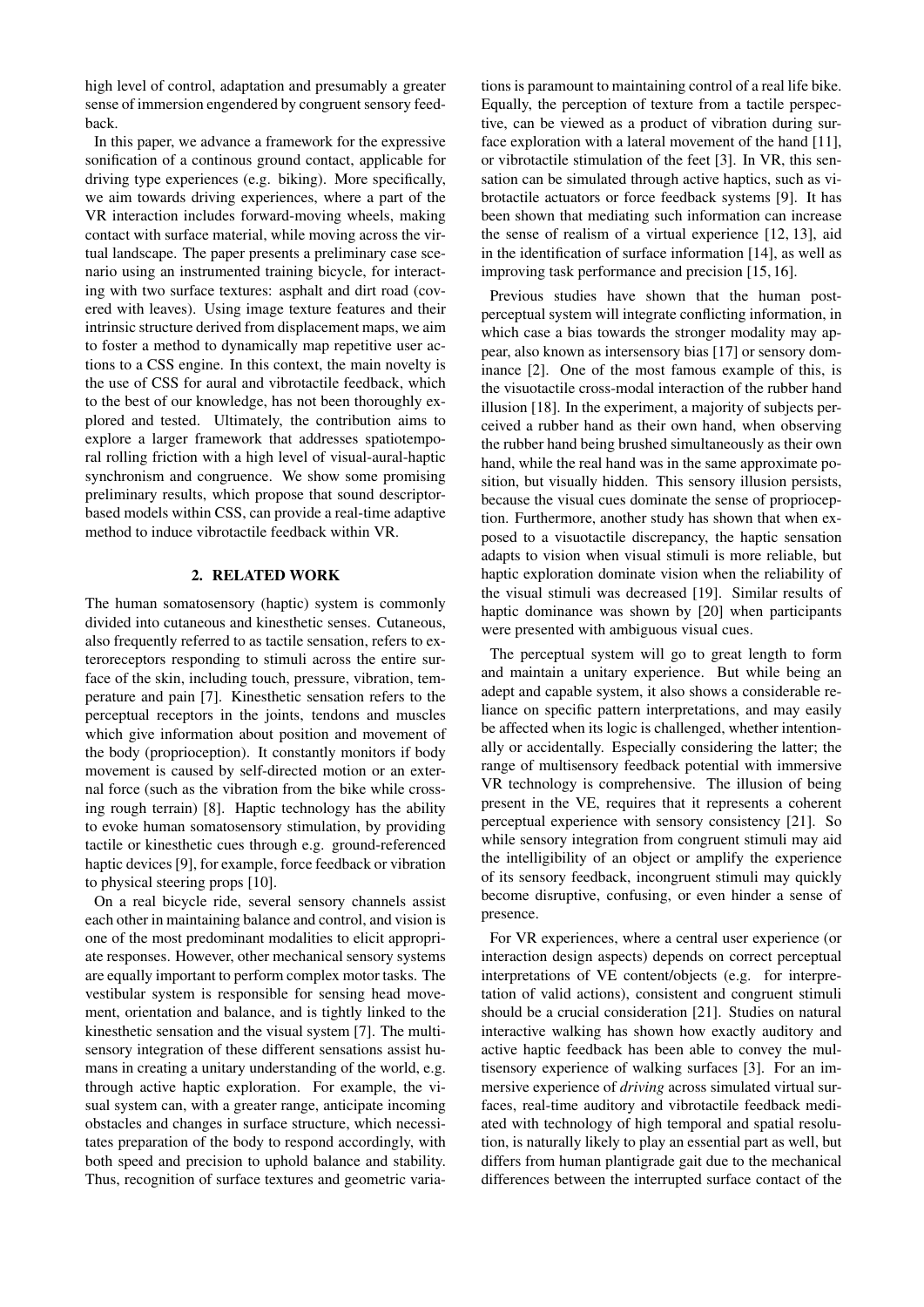high level of control, adaptation and presumably a greater sense of immersion engendered by congruent sensory feedback.

In this paper, we advance a framework for the expressive sonification of a continous ground contact, applicable for driving type experiences (e.g. biking). More specifically, we aim towards driving experiences, where a part of the VR interaction includes forward-moving wheels, making contact with surface material, while moving across the virtual landscape. The paper presents a preliminary case scenario using an instrumented training bicycle, for interacting with two surface textures: asphalt and dirt road (covered with leaves). Using image texture features and their intrinsic structure derived from displacement maps, we aim to foster a method to dynamically map repetitive user actions to a CSS engine. In this context, the main novelty is the use of CSS for aural and vibrotactile feedback, which to the best of our knowledge, has not been thoroughly explored and tested. Ultimately, the contribution aims to explore a larger framework that addresses spatiotemporal rolling friction with a high level of visual-aural-haptic synchronism and congruence. We show some promising preliminary results, which propose that sound descriptor-based models within CSS, can provide a real-time adaptive method to induce vibrotactile feedback within VR.

## 2. RELATED WORK

The human somatosensory (haptic) system is commonly divided into cutaneous and kinesthetic senses. Cutaneous, also frequently referred to as tactile sensation, refers to exteroreceptors responding to stimuli across the entire surface of the skin, including touch, pressure, vibration, temperature and pain [7]. Kinesthetic sensation refers to the perceptual receptors in the joints, tendons and muscles which give information about position and movement of the body (proprioception). It constantly monitors if body movement is caused by self-directed motion or an external force (such as the vibration from the bike while crossing rough terrain) [8]. Haptic technology has the ability to evoke human somatosensory stimulation, by providing tactile or kinesthetic cues through e.g. ground-referenced haptic devices [9], for example, force feedback or vibration to physical steering props [10].

On a real bicycle ride, several sensory channels assist each other in maintaining balance and control, and vision is one of the most predominant modalities to elicit appropriate responses. However, other mechanical sensory systems are equally important to perform complex motor tasks. The vestibular system is responsible for sensing head movement, orientation and balance, and is tightly linked to the kinesthetic sensation and the visual system [7]. The multisensory integration of these different sensations assist humans in creating a unitary understanding of the world, e.g. through active haptic exploration. For example, the visual system can, with a greater range, anticipate incoming obstacles and changes in surface structure, which necessitates preparation of the body to respond accordingly, with both speed and precision to uphold balance and stability. Thus, recognition of surface textures and geometric variations is paramount to maintaining control of a real life bike. Equally, the perception of texture from a tactile perspective, can be viewed as a product of vibration during surface exploration with a lateral movement of the hand [11], or vibrotactile stimulation of the feet [3]. In VR, this sensation can be simulated through active haptics, such as vibrotactile actuators or force feedback systems [9]. It has been shown that mediating such information can increase the sense of realism of a virtual experience [12, 13], aid in the identification of surface information [14], as well as improving task performance and precision [15, 16].

Previous studies have shown that the human post-perceptual system will integrate conflicting information, in which case a bias towards the stronger modality may appear, also known as intersensory bias [17] or sensory dominance [2]. One of the most famous example of this, is the visuotactile cross-modal interaction of the rubber hand illusion [18]. In the experiment, a majority of subjects perceived a rubber hand as their own hand, when observing the rubber hand being brushed simultaneously as their own hand, while the real hand was in the same approximate position, but visually hidden. This sensory illusion persists, because the visual cues dominate the sense of proprioception. Furthermore, another study has shown that when exposed to a visuotactile discrepancy, the haptic sensation adapts to vision when visual stimuli is more reliable, but haptic exploration dominate vision when the reliability of the visual stimuli was decreased [19]. Similar results of haptic dominance was shown by [20] when participants were presented with ambiguous visual cues.

The perceptual system will go to great length to form and maintain a unitary experience. But while being an adept and capable system, it also shows a considerable reliance on specific pattern interpretations, and may easily be affected when its logic is challenged, whether intentionally or accidentally. Especially considering the latter; the range of multisensory feedback potential with immersive VR technology is comprehensive. The illusion of being present in the VE, requires that it represents a coherent perceptual experience with sensory consistency [21]. So while sensory integration from congruent stimuli may aid the intelligibility of an object or amplify the experience of its sensory feedback, incongruent stimuli may quickly become disruptive, confusing, or even hinder a sense of presence.

For VR experiences, where a central user experience (or interaction design aspects) depends on correct perceptual interpretations of VE content/objects (e.g. for interpretation of valid actions), consistent and congruent stimuli should be a crucial consideration [21]. Studies on natural interactive walking has shown how exactly auditory and active haptic feedback has been able to convey the multisensory experience of walking surfaces [3]. For an immersive experience of *driving* across simulated virtual surfaces, real-time auditory and vibrotactile feedback mediated with technology of high temporal and spatial resolution, is naturally likely to play an essential part as well, but differs from human plantigrade gait due to the mechanical differences between the interrupted surface contact of the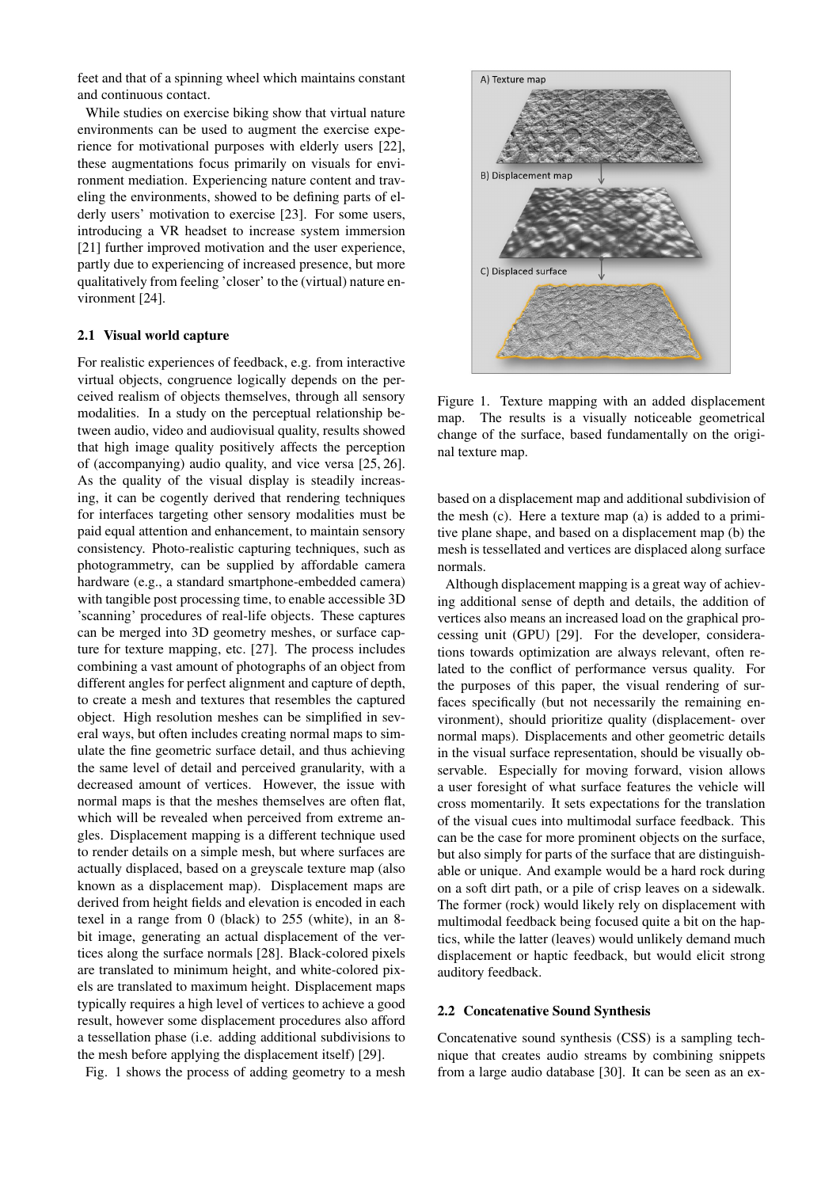feet and that of a spinning wheel which maintains constant and continuous contact.

While studies on exercise biking show that virtual nature environments can be used to augment the exercise experience for motivational purposes with elderly users [22], these augmentations focus primarily on visuals for environment mediation. Experiencing nature content and traveling the environments, showed to be defining parts of elderly users' motivation to exercise [23]. For some users, introducing a VR headset to increase system immersion [21] further improved motivation and the user experience, partly due to experiencing of increased presence, but more qualitatively from feeling 'closer' to the (virtual) nature environment [24].

### 2.1 Visual world capture

For realistic experiences of feedback, e.g. from interactive virtual objects, congruence logically depends on the perceived realism of objects themselves, through all sensory modalities. In a study on the perceptual relationship between audio, video and audiovisual quality, results showed that high image quality positively affects the perception of (accompanying) audio quality, and vice versa [25, 26]. As the quality of the visual display is steadily increasing, it can be cogently derived that rendering techniques for interfaces targeting other sensory modalities must be paid equal attention and enhancement, to maintain sensory consistency. Photo-realistic capturing techniques, such as photogrammetry, can be supplied by affordable camera hardware (e.g., a standard smartphone-embedded camera) with tangible post processing time, to enable accessible 3D 'scanning' procedures of real-life objects. These captures can be merged into 3D geometry meshes, or surface capture for texture mapping, etc. [27]. The process includes combining a vast amount of photographs of an object from different angles for perfect alignment and capture of depth, to create a mesh and textures that resembles the captured object. High resolution meshes can be simplified in several ways, but often includes creating normal maps to simulate the fine geometric surface detail, and thus achieving the same level of detail and perceived granularity, with a decreased amount of vertices. However, the issue with normal maps is that the meshes themselves are often flat, which will be revealed when perceived from extreme angles. Displacement mapping is a different technique used to render details on a simple mesh, but where surfaces are actually displaced, based on a greyscale texture map (also known as a displacement map). Displacement maps are derived from height fields and elevation is encoded in each texel in a range from 0 (black) to 255 (white), in an 8-bit image, generating an actual displacement of the vertices along the surface normals [28]. Black-colored pixels are translated to minimum height, and white-colored pixels are translated to maximum height. Displacement maps typically requires a high level of vertices to achieve a good result, however some displacement procedures also afford a tessellation phase (i.e. adding additional subdivisions to the mesh before applying the displacement itself) [29].

Fig. 1 shows the process of adding geometry to a mesh based on a displacement map and additional subdivision of the mesh (c). Here a texture map (a) is added to a primitive plane shape, and based on a displacement map (b) the mesh is tessellated and vertices are displaced along surface normals.

Figure 1. Texture mapping with an added displacement map. The results is a visually noticeable geometrical change of the surface, based fundamentally on the original texture map.

Although displacement mapping is a great way of achieving additional sense of depth and details, the addition of vertices also means an increased load on the graphical processing unit (GPU) [29]. For the developer, considerations towards optimization are always relevant, often related to the conflict of performance versus quality. For the purposes of this paper, the visual rendering of surfaces specifically (but not necessarily the remaining environment), should prioritize quality (displacement- over normal maps). Displacements and other geometric details in the visual surface representation, should be visually observable. Especially for moving forward, vision allows a user foresight of what surface features the vehicle will cross momentarily. It sets expectations for the translation of the visual cues into multimodal surface feedback. This can be the case for more prominent objects on the surface, but also simply for parts of the surface that are distinguishable or unique. And example would be a hard rock during on a soft dirt path, or a pile of crisp leaves on a sidewalk. The former (rock) would likely rely on displacement with multimodal feedback being focused quite a bit on the haptics, while the latter (leaves) would unlikely demand much displacement or haptic feedback, but would elicit strong auditory feedback.

### 2.2 Concatenative Sound Synthesis

Concatenative sound synthesis (CSS) is a sampling technique that creates audio streams by combining snippets from a large audio database [30]. It can be seen as an ex-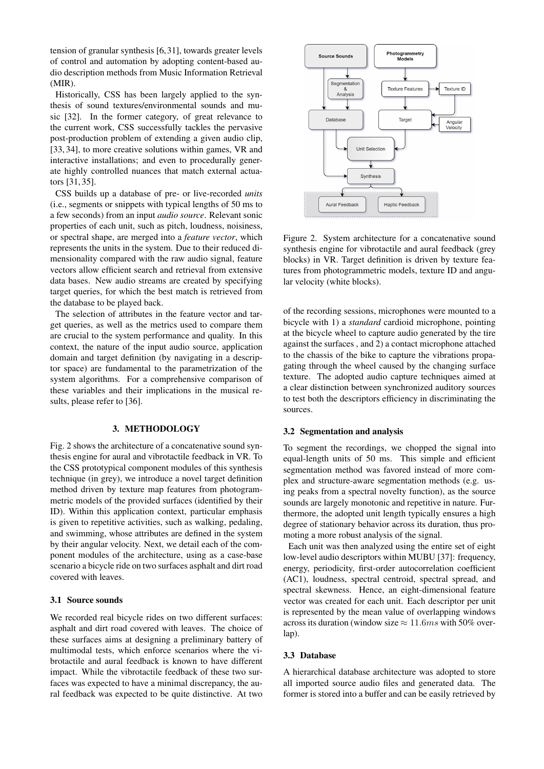tension of granular synthesis [6, 31], towards greater levels of control and automation by adopting content-based audio description methods from Music Information Retrieval (MIR).

Historically, CSS has been largely applied to the synthesis of sound textures/environmental sounds and music [32]. In the former category, of great relevance to the current work, CSS successfully tackles the pervasive post-production problem of extending a given audio clip, [33, 34], to more creative solutions within games, VR and interactive installations; and even to procedurally generate highly controlled nuances that match external actuators [31, 35].

CSS builds up a database of pre- or live-recorded *units* (i.e., segments or snippets with typical lengths of 50 ms to a few seconds) from an input *audio source*. Relevant sonic properties of each unit, such as pitch, loudness, noisiness, or spectral shape, are merged into a *feature vector*, which represents the units in the system. Due to their reduced dimensionality compared with the raw audio signal, feature vectors allow efficient search and retrieval from extensive data bases. New audio streams are created by specifying target queries, for which the best match is retrieved from the database to be played back.

The selection of attributes in the feature vector and target queries, as well as the metrics used to compare them are crucial to the system performance and quality. In this context, the nature of the input audio source, application domain and target definition (by navigating in a descriptor space) are fundamental to the parametrization of the system algorithms. For a comprehensive comparison of these variables and their implications in the musical results, please refer to [36].

## 3. METHODOLOGY

Fig. 2 shows the architecture of a concatenative sound synthesis engine for aural and vibrotactile feedback in VR. To the CSS prototypical component modules of this synthesis technique (in grey), we introduce a novel target definition method driven by texture map features from photogrammetric models of the provided surfaces (identified by their ID). Within this application context, particular emphasis is given to repetitive activities, such as walking, pedaling, and swimming, whose attributes are defined in the system by their angular velocity. Next, we detail each of the component modules of the architecture, using as a case-base scenario a bicycle ride on two surfaces asphalt and dirt road covered with leaves.

Figure 2. System architecture for a concatenative sound synthesis engine for vibrotactile and aural feedback (grey blocks) in VR. Target definition is driven by texture features from photogrammetric models, texture ID and angular velocity (white blocks).

### 3.1 Source sounds

We recorded real bicycle rides on two different surfaces: asphalt and dirt road covered with leaves. The choice of these surfaces aims at designing a preliminary battery of multimodal tests, which enforce scenarios where the vibrotactile and aural feedback is known to have different impact. While the vibrotactile feedback of these two surfaces was expected to have a minimal discrepancy, the aural feedback was expected to be quite distinctive. At two of the recording sessions, microphones were mounted to a bicycle with 1) a *standard* cardioid microphone, pointing at the bicycle wheel to capture audio generated by the tire against the surfaces , and 2) a contact microphone attached to the chassis of the bike to capture the vibrations propagating through the wheel caused by the changing surface texture. The adopted audio capture techniques aimed at a clear distinction between synchronized auditory sources to test both the descriptors efficiency in discriminating the sources.

### 3.2 Segmentation and analysis

To segment the recordings, we chopped the signal into equal-length units of 50 ms. This simple and efficient segmentation method was favored instead of more complex and structure-aware segmentation methods (e.g. using peaks from a spectral novelty function), as the source sounds are largely monotonic and repetitive in nature. Furthermore, the adopted unit length typically ensures a high degree of stationary behavior across its duration, thus promoting a more robust analysis of the signal.

Each unit was then analyzed using the entire set of eight low-level audio descriptors within MUBU [37]: frequency, energy, periodicity, first-order autocorrelation coefficient (AC1), loudness, spectral centroid, spectral spread, and spectral skewness. Hence, an eight-dimensional feature vector was created for each unit. Each descriptor per unit is represented by the mean value of overlapping windows across its duration (window size $\approx 11.6ms$ with 50% overlap).

### 3.3 Database

A hierarchical database architecture was adopted to store all imported source audio files and generated data. The former is stored into a buffer and can be easily retrieved by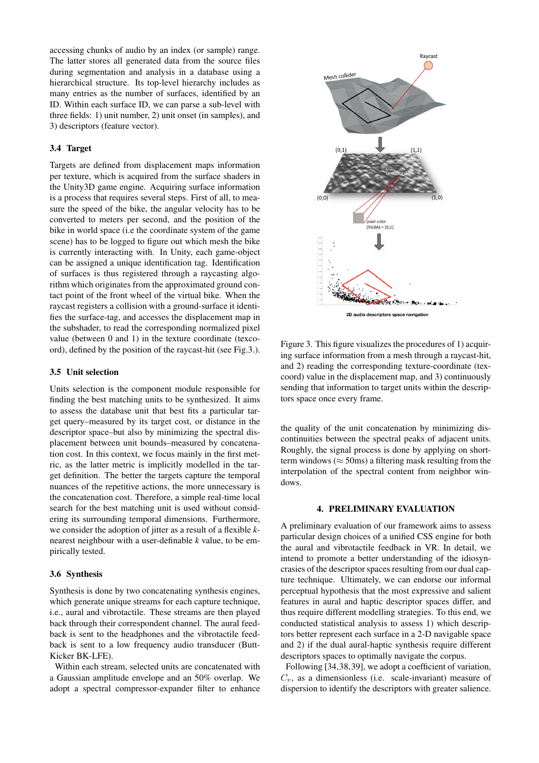accessing chunks of audio by an index (or sample) range. The latter stores all generated data from the source files during segmentation and analysis in a database using a hierarchical structure. Its top-level hierarchy includes as many entries as the number of surfaces, identified by an ID. Within each surface ID, we can parse a sub-level with three fields: 1) unit number, 2) unit onset (in samples), and 3) descriptors (feature vector).

### 3.4 Target

Targets are defined from displacement maps information per texture, which is acquired from the surface shaders in the Unity3D game engine. Acquiring surface information is a process that requires several steps. First of all, to measure the speed of the bike, the angular velocity has to be converted to meters per second, and the position of the bike in world space (i.e the coordinate system of the game scene) has to be logged to figure out which mesh the bike is currently interacting with. In Unity, each game-object can be assigned a unique identification tag. Identification of surfaces is thus registered through a raycasting algorithm which originates from the approximated ground contact point of the front wheel of the virtual bike. When the raycast registers a collision with a ground-surface it identifies the surface-tag, and accesses the displacement map in the subshader, to read the corresponding normalized pixel value (between 0 and 1) in the texture coordinate (texcoord), defined by the position of the raycast-hit (see Fig.3.).

### 3.5 Unit selection

Units selection is the component module responsible for finding the best matching units to be synthesized. It aims to assess the database unit that best fits a particular target query–measured by its target cost, or distance in the descriptor space–but also by minimizing the spectral displacement between unit bounds–measured by concatenation cost. In this context, we focus mainly in the first metric, as the latter metric is implicitly modelled in the target definition. The better the targets capture the temporal nuances of the repetitive actions, the more unnecessary is the concatenation cost. Therefore, a simple real-time local search for the best matching unit is used without considering its surrounding temporal dimensions. Furthermore, we consider the adoption of jitter as a result of a flexible $k$-nearest neighbour with a user-definable $k$ value, to be empirically tested.

### 3.6 Synthesis

Synthesis is done by two concatenating synthesis engines, which generate unique streams for each capture technique, i.e., aural and vibrotactile. These streams are then played back through their correspondent channel. The aural feedback is sent to the headphones and the vibrotactile feedback is sent to a low frequency audio transducer (Butt-Kicker BK-LFE).

Within each stream, selected units are concatenated with a Gaussian amplitude envelope and an 50% overlap. We adopt a spectral compressor-expander filter to enhance the quality of the unit concatenation by minimizing discontinuities between the spectral peaks of adjacent units. Roughly, the signal process is done by applying on short-term windows ($\approx$ 50ms) a filtering mask resulting from the interpolation of the spectral content from neighbor windows.

Figure 3. This figure visualizes the procedures of 1) acquiring surface information from a mesh through a raycast-hit, and 2) reading the corresponding texture-coordinate (texcoord) value in the displacement map, and 3) continuously sending that information to target units within the descriptors space once every frame.

## 4. PRELIMINARY EVALUATION

A preliminary evaluation of our framework aims to assess particular design choices of a unified CSS engine for both the aural and vibrotactile feedback in VR. In detail, we intend to promote a better understanding of the idiosyncrasies of the descriptor spaces resulting from our dual capture technique. Ultimately, we can endorse our informal perceptual hypothesis that the most expressive and salient features in aural and haptic descriptor spaces differ, and thus require different modelling strategies. To this end, we conducted statistical analysis to assess 1) which descriptors better represent each surface in a 2-D navigable space and 2) if the dual aural-haptic synthesis require different descriptors spaces to optimally navigate the corpus.

Following [34,38,39], we adopt a coefficient of variation, $C_v$, as a dimensionless (i.e. scale-invariant) measure of dispersion to identify the descriptors with greater salience.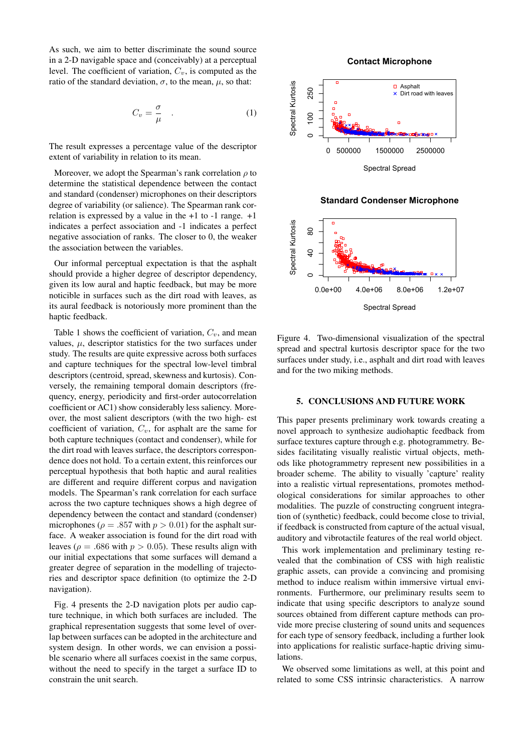As such, we aim to better discriminate the sound source in a 2-D navigable space and (conceivably) at a perceptual level. The coefficient of variation, $C_v$, is computed as the ratio of the standard deviation, $\sigma$, to the mean, $\mu$, so that:

$$C_v = \frac{\sigma}{\mu} \quad . \tag{1}$$

The result expresses a percentage value of the descriptor extent of variability in relation to its mean.

Moreover, we adopt the Spearman's rank correlation $\rho$ to determine the statistical dependence between the contact and standard (condenser) microphones on their descriptors degree of variability (or salience). The Spearman rank correlation is expressed by a value in the +1 to -1 range. +1 indicates a perfect association and -1 indicates a perfect negative association of ranks. The closer to 0, the weaker the association between the variables.

Our informal perceptual expectation is that the asphalt should provide a higher degree of descriptor dependency, given its low aural and haptic feedback, but may be more noticible in surfaces such as the dirt road with leaves, as its aural feedback is notoriously more prominent than the haptic feedback.

Table 1 shows the coefficient of variation, $C_v$, and mean values, $\mu$, descriptor statistics for the two surfaces under study. The results are quite expressive across both surfaces and capture techniques for the spectral low-level timbral descriptors (centroid, spread, skewness and kurtosis). Conversely, the remaining temporal domain descriptors (frequency, energy, periodicity and first-order autocorrelation coefficient or AC1) show considerably less saliency. Moreover, the most salient descriptors (with the two highest coefficient of variation, $C_v$, for asphalt are the same for both capture techniques (contact and condenser), while for the dirt road with leaves surface, the descriptors correspondence does not hold. To a certain extent, this reinforces our perceptual hypothesis that both haptic and aural realities are different and require different corpus and navigation models. The Spearman's rank correlation for each surface across the two capture techniques shows a high degree of dependency between the contact and standard (condenser) microphones ($\rho = .857$ with $p > 0.01$) for the asphalt surface. A weaker association is found for the dirt road with leaves ($\rho = .686$ with $p > 0.05$). These results align with our initial expectations that some surfaces will demand a greater degree of separation in the modelling of trajectories and descriptor space definition (to optimize the 2-D navigation).

Fig. 4 presents the 2-D navigation plots per audio capture technique, in which both surfaces are included. The graphical representation suggests that some level of overlap between surfaces can be adopted in the architecture and system design. In other words, we can envision a possible scenario where all surfaces coexist in the same corpus, without the need to specify in the target a surface ID to constrain the unit search.

Figure 4. Two-dimensional visualization of the spectral spread and spectral kurtosis descriptor space for the two surfaces under study, i.e., asphalt and dirt road with leaves and for the two miking methods.

## 5. CONCLUSIONS AND FUTURE WORK

This paper presents preliminary work towards creating a novel approach to synthesize audiohaptic feedback from surface textures capture through e.g. photogrammetry. Besides facilitating visually realistic virtual objects, methods like photogrammetry represent new possibilities in a broader scheme. The ability to visually 'capture' reality into a realistic virtual representations, promotes methodological considerations for similar approaches to other modalities. The puzzle of constructing congruent integration of (synthetic) feedback, could become close to trivial, if feedback is constructed from capture of the actual visual, auditory and vibrotactile features of the real world object.

This work implementation and preliminary testing revealed that the combination of CSS with high realistic graphic assets, can provide a convincing and promising method to induce realism within immersive virtual environments. Furthermore, our preliminary results seem to indicate that using specific descriptors to analyze sound sources obtained from different capture methods can provide more precise clustering of sound units and sequences for each type of sensory feedback, including a further look into applications for realistic surface-haptic driving simulations.

We observed some limitations as well, at this point and related to some CSS intrinsic characteristics. A narrow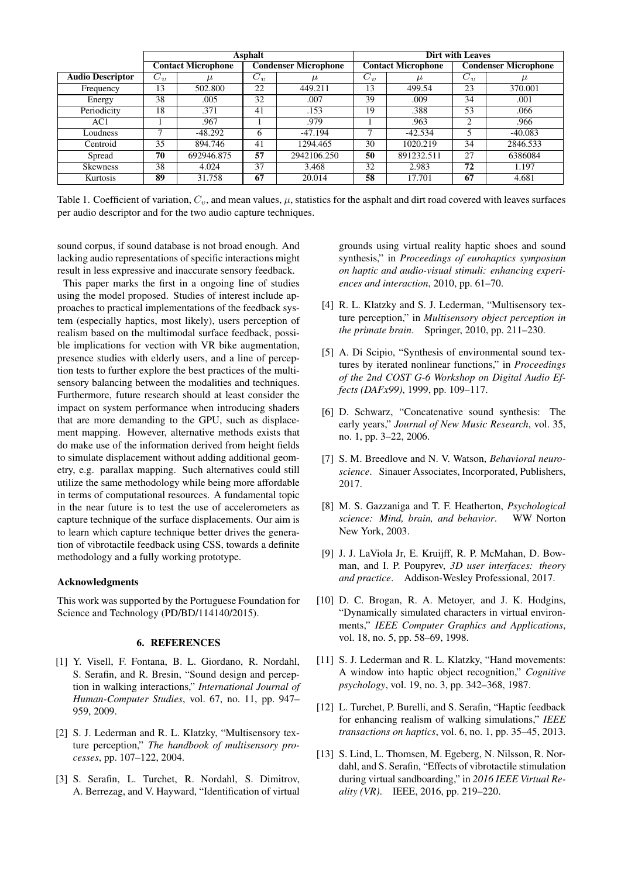| | Asphalt | | | | Dirt with Leaves | | | |
|---|---|---|---|---|---|---|---|---|
| | Contact Microphone | | Condenser Microphone | | Contact Microphone | | Condenser Microphone | |
| **Audio Descriptor** | $C_v$ | $\mu$ | $C_v$ | $\mu$ | $C_v$ | $\mu$ | $C_v$ | $\mu$ |
| Frequency | 13 | 502.800 | 22 | 449.211 | 13 | 499.54 | 23 | 370.001 |
| Energy | 38 | .005 | 32 | .007 | 39 | .009 | 34 | .001 |
| Periodicity | 18 | .371 | 41 | .153 | 19 | .388 | 53 | .066 |
| AC1 | 1 | .967 | 1 | .979 | 1 | .963 | 2 | .966 |
| Loudness | 7 | -48.292 | 6 | -47.194 | 7 | -42.534 | 5 | -40.083 |
| Centroid | 35 | 894.746 | 41 | 1294.465 | 30 | 1020.219 | 34 | 2846.533 |
| Spread | **70** | 692946.875 | **57** | 2942106.250 | **50** | 891232.511 | 27 | 6386084 |
| Skewness | 38 | 4.024 | 37 | 3.468 | 32 | 2.983 | **72** | 1.197 |
| Kurtosis | **89** | 31.758 | **67** | 20.014 | **58** | 17.701 | **67** | 4.681 |

Table 1. Coefficient of variation, $C_v$, and mean values, $\mu$, statistics for the asphalt and dirt road covered with leaves surfaces per audio descriptor and for the two audio capture techniques.

sound corpus, if sound database is not broad enough. And lacking audio representations of specific interactions might result in less expressive and inaccurate sensory feedback.

This paper marks the first in a ongoing line of studies using the model proposed. Studies of interest include approaches to practical implementations of the feedback system (especially haptics, most likely), users perception of realism based on the multimodal surface feedback, possible implications for vection with VR bike augmentation, presence studies with elderly users, and a line of perception tests to further explore the best practices of the multisensory balancing between the modalities and techniques. Furthermore, future research should at least consider the impact on system performance when introducing shaders that are more demanding to the GPU, such as displacement mapping. However, alternative methods exists that do make use of the information derived from height fields to simulate displacement without adding additional geometry, e.g. parallax mapping. Such alternatives could still utilize the same methodology while being more affordable in terms of computational resources. A fundamental topic in the near future is to test the use of accelerometers as capture technique of the surface displacements. Our aim is to learn which capture technique better drives the generation of vibrotactile feedback using CSS, towards a definite methodology and a fully working prototype.

**Acknowledgments**

This work was supported by the Portuguese Foundation for Science and Technology (PD/BD/114140/2015).

## 6. REFERENCES

[1] Y. Visell, F. Fontana, B. L. Giordano, R. Nordahl, S. Serafin, and R. Bresin, "Sound design and perception in walking interactions," *International Journal of Human-Computer Studies*, vol. 67, no. 11, pp. 947–959, 2009.

[2] S. J. Lederman and R. L. Klatzky, "Multisensory texture perception," *The handbook of multisensory processes*, pp. 107–122, 2004.

[3] S. Serafin, L. Turchet, R. Nordahl, S. Dimitrov, A. Berrezag, and V. Hayward, "Identification of virtual grounds using virtual reality haptic shoes and sound synthesis," in *Proceedings of eurohaptics symposium on haptic and audio-visual stimuli: enhancing experiences and interaction*, 2010, pp. 61–70.

[4] R. L. Klatzky and S. J. Lederman, "Multisensory texture perception," in *Multisensory object perception in the primate brain*. Springer, 2010, pp. 211–230.

[5] A. Di Scipio, "Synthesis of environmental sound textures by iterated nonlinear functions," in *Proceedings of the 2nd COST G-6 Workshop on Digital Audio Effects (DAFx99)*, 1999, pp. 109–117.

[6] D. Schwarz, "Concatenative sound synthesis: The early years," *Journal of New Music Research*, vol. 35, no. 1, pp. 3–22, 2006.

[7] S. M. Breedlove and N. V. Watson, *Behavioral neuroscience*. Sinauer Associates, Incorporated, Publishers, 2017.

[8] M. S. Gazzaniga and T. F. Heatherton, *Psychological science: Mind, brain, and behavior*. WW Norton New York, 2003.

[9] J. J. LaViola Jr, E. Kruijff, R. P. McMahan, D. Bowman, and I. P. Poupyrev, *3D user interfaces: theory and practice*. Addison-Wesley Professional, 2017.

[10] D. C. Brogan, R. A. Metoyer, and J. K. Hodgins, "Dynamically simulated characters in virtual environments," *IEEE Computer Graphics and Applications*, vol. 18, no. 5, pp. 58–69, 1998.

[11] S. J. Lederman and R. L. Klatzky, "Hand movements: A window into haptic object recognition," *Cognitive psychology*, vol. 19, no. 3, pp. 342–368, 1987.

[12] L. Turchet, P. Burelli, and S. Serafin, "Haptic feedback for enhancing realism of walking simulations," *IEEE transactions on haptics*, vol. 6, no. 1, pp. 35–45, 2013.

[13] S. Lind, L. Thomsen, M. Egeberg, N. Nilsson, R. Nordahl, and S. Serafin, "Effects of vibrotactile stimulation during virtual sandboarding," in *2016 IEEE Virtual Reality (VR)*. IEEE, 2016, pp. 219–220.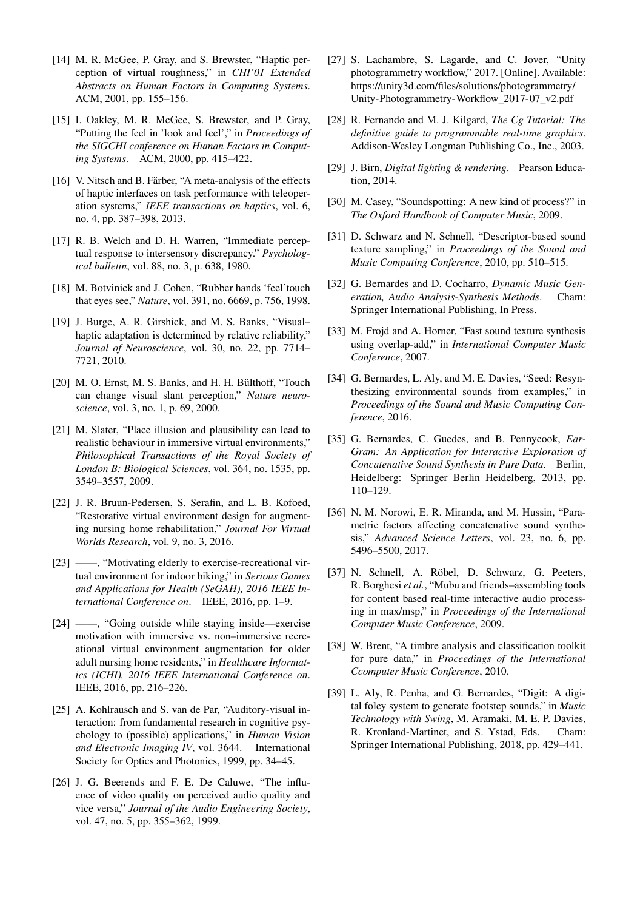[14] M. R. McGee, P. Gray, and S. Brewster, "Haptic perception of virtual roughness," in *CHI'01 Extended Abstracts on Human Factors in Computing Systems*. ACM, 2001, pp. 155–156.

[15] I. Oakley, M. R. McGee, S. Brewster, and P. Gray, "Putting the feel in 'look and feel'," in *Proceedings of the SIGCHI conference on Human Factors in Computing Systems*. ACM, 2000, pp. 415–422.

[16] V. Nitsch and B. Färber, "A meta-analysis of the effects of haptic interfaces on task performance with teleoperation systems," *IEEE transactions on haptics*, vol. 6, no. 4, pp. 387–398, 2013.

[17] R. B. Welch and D. H. Warren, "Immediate perceptual response to intersensory discrepancy." *Psychological bulletin*, vol. 88, no. 3, p. 638, 1980.

[18] M. Botvinick and J. Cohen, "Rubber hands 'feel'touch that eyes see," *Nature*, vol. 391, no. 6669, p. 756, 1998.

[19] J. Burge, A. R. Girshick, and M. S. Banks, "Visual–haptic adaptation is determined by relative reliability," *Journal of Neuroscience*, vol. 30, no. 22, pp. 7714–7721, 2010.

[20] M. O. Ernst, M. S. Banks, and H. H. Bülthoff, "Touch can change visual slant perception," *Nature neuroscience*, vol. 3, no. 1, p. 69, 2000.

[21] M. Slater, "Place illusion and plausibility can lead to realistic behaviour in immersive virtual environments," *Philosophical Transactions of the Royal Society of London B: Biological Sciences*, vol. 364, no. 1535, pp. 3549–3557, 2009.

[22] J. R. Bruun-Pedersen, S. Serafin, and L. B. Kofoed, "Restorative virtual environment design for augmenting nursing home rehabilitation," *Journal For Virtual Worlds Research*, vol. 9, no. 3, 2016.

[23] ——, "Motivating elderly to exercise-recreational virtual environment for indoor biking," in *Serious Games and Applications for Health (SeGAH), 2016 IEEE International Conference on*. IEEE, 2016, pp. 1–9.

[24] ——, "Going outside while staying inside—exercise motivation with immersive vs. non–immersive recreational virtual environment augmentation for older adult nursing home residents," in *Healthcare Informatics (ICHI), 2016 IEEE International Conference on*. IEEE, 2016, pp. 216–226.

[25] A. Kohlrausch and S. van de Par, "Auditory-visual interaction: from fundamental research in cognitive psychology to (possible) applications," in *Human Vision and Electronic Imaging IV*, vol. 3644. International Society for Optics and Photonics, 1999, pp. 34–45.

[26] J. G. Beerends and F. E. De Caluwe, "The influence of video quality on perceived audio quality and vice versa," *Journal of the Audio Engineering Society*, vol. 47, no. 5, pp. 355–362, 1999.

[27] S. Lachambre, S. Lagarde, and C. Jover, "Unity photogrammetry workflow," 2017. [Online]. Available: https://unity3d.com/files/solutions/photogrammetry/Unity-Photogrammetry-Workflow_2017-07_v2.pdf

[28] R. Fernando and M. J. Kilgard, *The Cg Tutorial: The definitive guide to programmable real-time graphics*. Addison-Wesley Longman Publishing Co., Inc., 2003.

[29] J. Birn, *Digital lighting & rendering*. Pearson Education, 2014.

[30] M. Casey, "Soundspotting: A new kind of process?" in *The Oxford Handbook of Computer Music*, 2009.

[31] D. Schwarz and N. Schnell, "Descriptor-based sound texture sampling," in *Proceedings of the Sound and Music Computing Conference*, 2010, pp. 510–515.

[32] G. Bernardes and D. Cocharro, *Dynamic Music Generation, Audio Analysis-Synthesis Methods*. Cham: Springer International Publishing, In Press.

[33] M. Frojd and A. Horner, "Fast sound texture synthesis using overlap-add," in *International Computer Music Conference*, 2007.

[34] G. Bernardes, L. Aly, and M. E. Davies, "Seed: Resynthesizing environmental sounds from examples," in *Proceedings of the Sound and Music Computing Conference*, 2016.

[35] G. Bernardes, C. Guedes, and B. Pennycook, *EarGram: An Application for Interactive Exploration of Concatenative Sound Synthesis in Pure Data*. Berlin, Heidelberg: Springer Berlin Heidelberg, 2013, pp. 110–129.

[36] N. M. Norowi, E. R. Miranda, and M. Hussin, "Parametric factors affecting concatenative sound synthesis," *Advanced Science Letters*, vol. 23, no. 6, pp. 5496–5500, 2017.

[37] N. Schnell, A. Röbel, D. Schwarz, G. Peeters, R. Borghesi *et al.*, "Mubu and friends–assembling tools for content based real-time interactive audio processing in max/msp," in *Proceedings of the International Computer Music Conference*, 2009.

[38] W. Brent, "A timbre analysis and classification toolkit for pure data," in *Proceedings of the International Ccomputer Music Conference*, 2010.

[39] L. Aly, R. Penha, and G. Bernardes, "Digit: A digital foley system to generate footstep sounds," in *Music Technology with Swing*, M. Aramaki, M. E. P. Davies, R. Kronland-Martinet, and S. Ystad, Eds. Cham: Springer International Publishing, 2018, pp. 429–441.